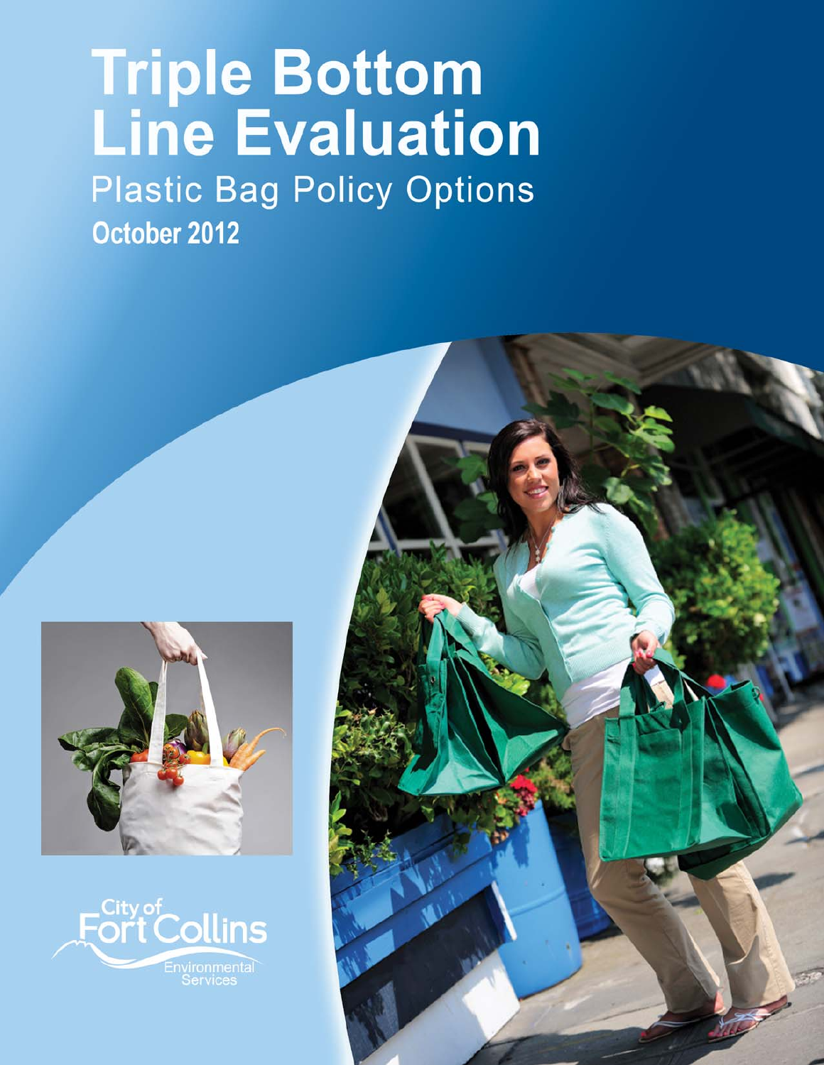# Triple Bottom Line Evaluation

## Plastic Bag Policy Options

**October 2012**

City of Fort Collins
Environmental Services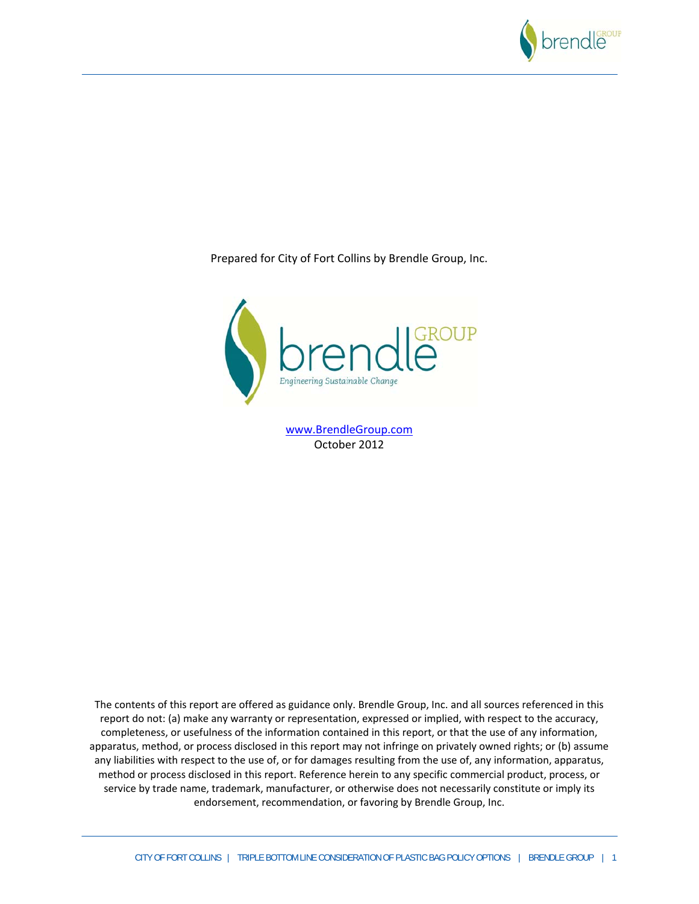Prepared for City of Fort Collins by Brendle Group, Inc.

brendle GROUP

*Engineering Sustainable Change*

[www.BrendleGroup.com](http://www.BrendleGroup.com)
October 2012

The contents of this report are offered as guidance only. Brendle Group, Inc. and all sources referenced in this report do not: (a) make any warranty or representation, expressed or implied, with respect to the accuracy, completeness, or usefulness of the information contained in this report, or that the use of any information, apparatus, method, or process disclosed in this report may not infringe on privately owned rights; or (b) assume any liabilities with respect to the use of, or for damages resulting from the use of, any information, apparatus, method or process disclosed in this report. Reference herein to any specific commercial product, process, or service by trade name, trademark, manufacturer, or otherwise does not necessarily constitute or imply its endorsement, recommendation, or favoring by Brendle Group, Inc.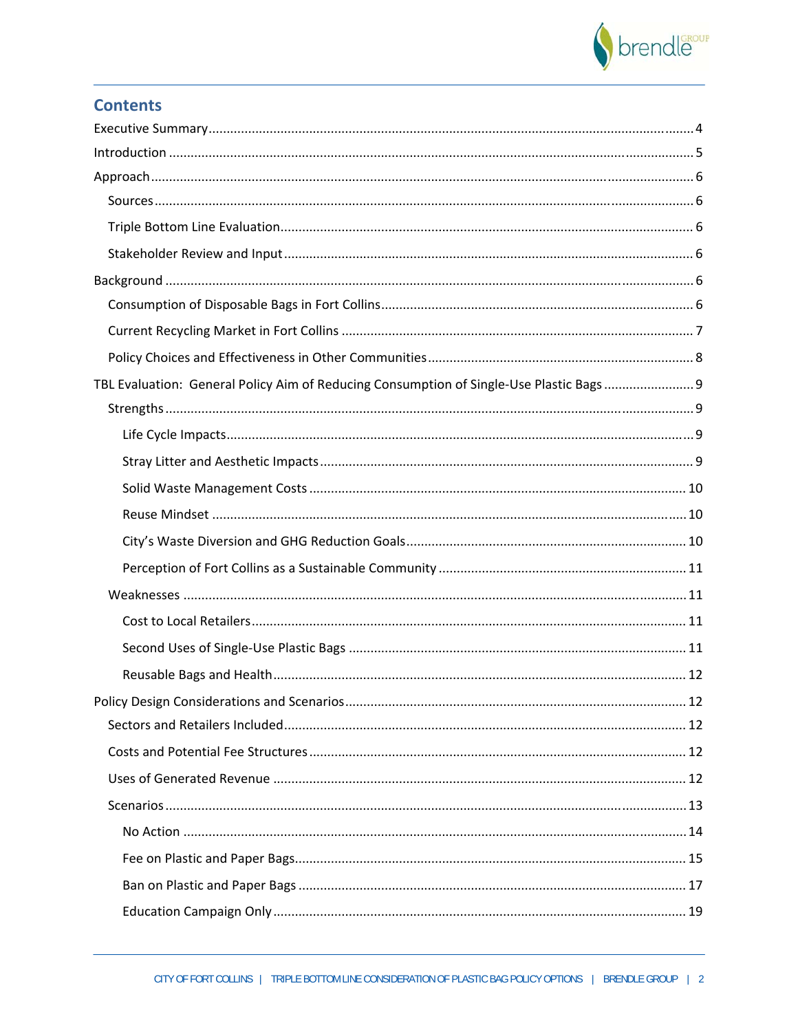## Contents

- Executive Summary ..... 4
- Introduction ..... 5
- Approach ..... 6
  - Sources ..... 6
  - Triple Bottom Line Evaluation ..... 6
  - Stakeholder Review and Input ..... 6
- Background ..... 6
  - Consumption of Disposable Bags in Fort Collins ..... 6
  - Current Recycling Market in Fort Collins ..... 7
  - Policy Choices and Effectiveness in Other Communities ..... 8
- TBL Evaluation: General Policy Aim of Reducing Consumption of Single-Use Plastic Bags ..... 9
  - Strengths ..... 9
    - Life Cycle Impacts ..... 9
    - Stray Litter and Aesthetic Impacts ..... 9
    - Solid Waste Management Costs ..... 10
    - Reuse Mindset ..... 10
    - City's Waste Diversion and GHG Reduction Goals ..... 10
    - Perception of Fort Collins as a Sustainable Community ..... 11
  - Weaknesses ..... 11
    - Cost to Local Retailers ..... 11
    - Second Uses of Single-Use Plastic Bags ..... 11
    - Reusable Bags and Health ..... 12
- Policy Design Considerations and Scenarios ..... 12
  - Sectors and Retailers Included ..... 12
  - Costs and Potential Fee Structures ..... 12
  - Uses of Generated Revenue ..... 12
  - Scenarios ..... 13
    - No Action ..... 14
    - Fee on Plastic and Paper Bags ..... 15
    - Ban on Plastic and Paper Bags ..... 17
    - Education Campaign Only ..... 19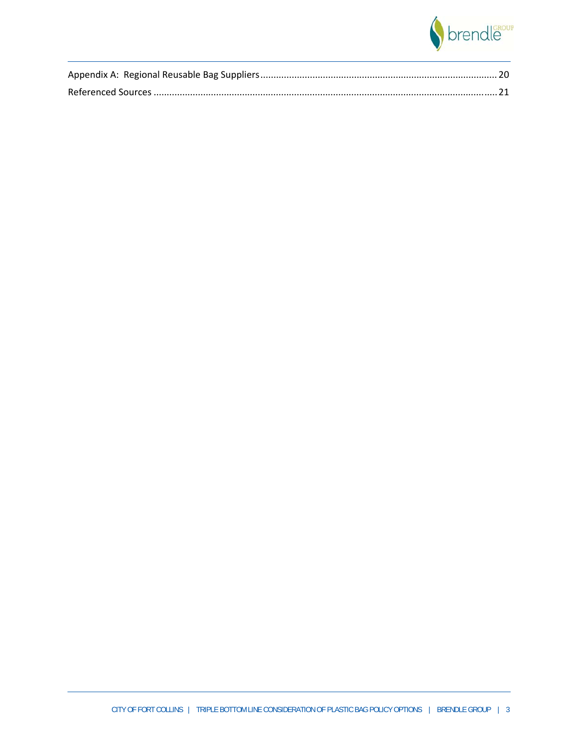Appendix A: Regional Reusable Bag Suppliers ........................................................................................... 20

Referenced Sources ................................................................................................................................... 21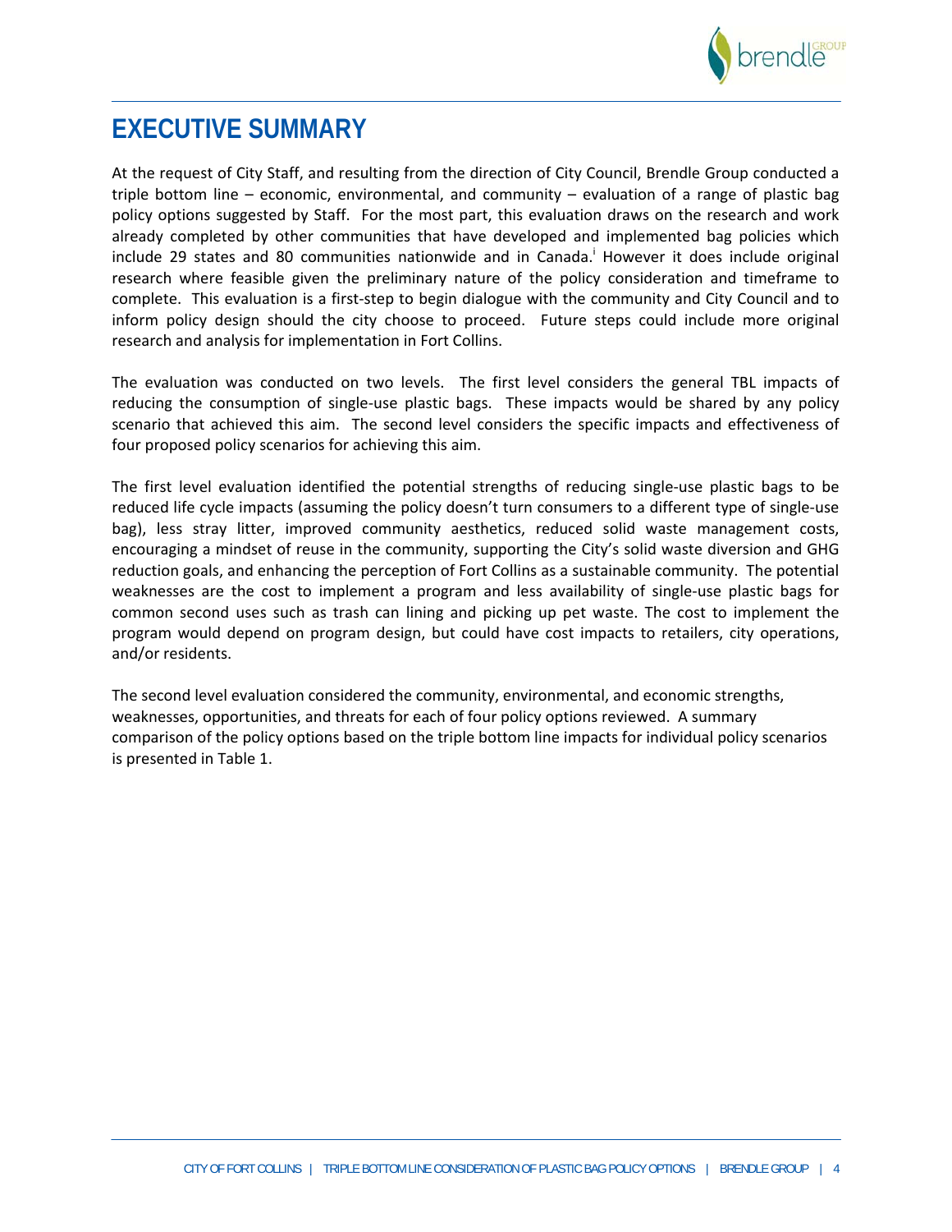# EXECUTIVE SUMMARY

At the request of City Staff, and resulting from the direction of City Council, Brendle Group conducted a triple bottom line – economic, environmental, and community – evaluation of a range of plastic bag policy options suggested by Staff. For the most part, this evaluation draws on the research and work already completed by other communities that have developed and implemented bag policies which include 29 states and 80 communities nationwide and in Canada.[i] However it does include original research where feasible given the preliminary nature of the policy consideration and timeframe to complete. This evaluation is a first-step to begin dialogue with the community and City Council and to inform policy design should the city choose to proceed. Future steps could include more original research and analysis for implementation in Fort Collins.

The evaluation was conducted on two levels. The first level considers the general TBL impacts of reducing the consumption of single-use plastic bags. These impacts would be shared by any policy scenario that achieved this aim. The second level considers the specific impacts and effectiveness of four proposed policy scenarios for achieving this aim.

The first level evaluation identified the potential strengths of reducing single-use plastic bags to be reduced life cycle impacts (assuming the policy doesn't turn consumers to a different type of single-use bag), less stray litter, improved community aesthetics, reduced solid waste management costs, encouraging a mindset of reuse in the community, supporting the City's solid waste diversion and GHG reduction goals, and enhancing the perception of Fort Collins as a sustainable community. The potential weaknesses are the cost to implement a program and less availability of single-use plastic bags for common second uses such as trash can lining and picking up pet waste. The cost to implement the program would depend on program design, but could have cost impacts to retailers, city operations, and/or residents.

The second level evaluation considered the community, environmental, and economic strengths, weaknesses, opportunities, and threats for each of four policy options reviewed. A summary comparison of the policy options based on the triple bottom line impacts for individual policy scenarios is presented in Table 1.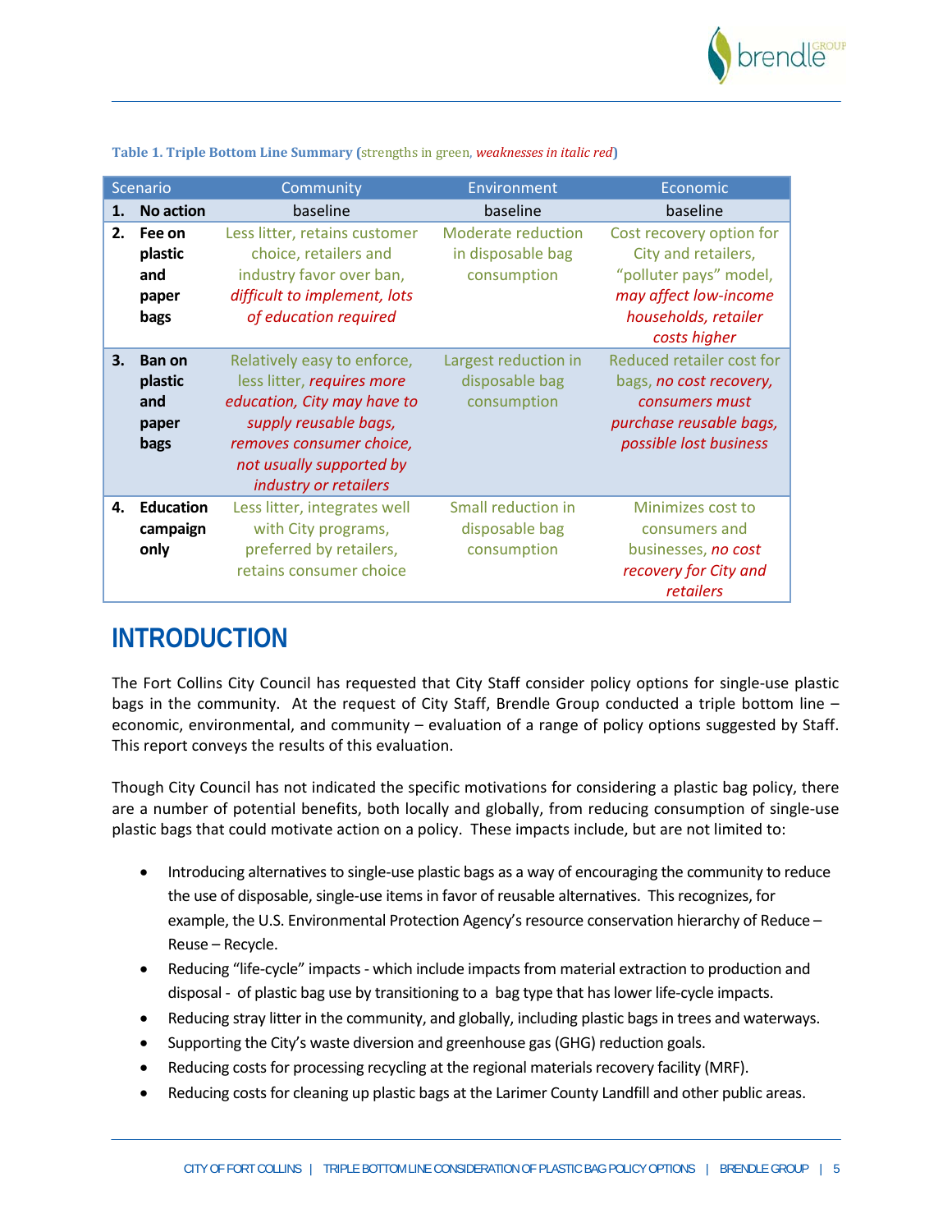**Table 1. Triple Bottom Line Summary** (strengths in green, *weaknesses in italic red*)

| Scenario | Community | Environment | Economic |
|---|---|---|---|
| **1. No action** | baseline | baseline | baseline |
| **2. Fee on plastic and paper bags** | Less litter, retains customer choice, retailers and industry favor over ban, *difficult to implement, lots of education required* | Moderate reduction in disposable bag consumption | Cost recovery option for City and retailers, "polluter pays" model, *may affect low-income households, retailer costs higher* |
| **3. Ban on plastic and paper bags** | Relatively easy to enforce, less litter, *requires more education, City may have to supply reusable bags, removes consumer choice, not usually supported by industry or retailers* | Largest reduction in disposable bag consumption | Reduced retailer cost for bags, *no cost recovery, consumers must purchase reusable bags, possible lost business* |
| **4. Education campaign only** | Less litter, integrates well with City programs, preferred by retailers, retains consumer choice | Small reduction in disposable bag consumption | Minimizes cost to consumers and businesses, *no cost recovery for City and retailers* |

# INTRODUCTION

The Fort Collins City Council has requested that City Staff consider policy options for single-use plastic bags in the community. At the request of City Staff, Brendle Group conducted a triple bottom line – economic, environmental, and community – evaluation of a range of policy options suggested by Staff. This report conveys the results of this evaluation.

Though City Council has not indicated the specific motivations for considering a plastic bag policy, there are a number of potential benefits, both locally and globally, from reducing consumption of single-use plastic bags that could motivate action on a policy. These impacts include, but are not limited to:

- Introducing alternatives to single-use plastic bags as a way of encouraging the community to reduce the use of disposable, single-use items in favor of reusable alternatives. This recognizes, for example, the U.S. Environmental Protection Agency's resource conservation hierarchy of Reduce – Reuse – Recycle.
- Reducing "life-cycle" impacts - which include impacts from material extraction to production and disposal - of plastic bag use by transitioning to a bag type that has lower life-cycle impacts.
- Reducing stray litter in the community, and globally, including plastic bags in trees and waterways.
- Supporting the City's waste diversion and greenhouse gas (GHG) reduction goals.
- Reducing costs for processing recycling at the regional materials recovery facility (MRF).
- Reducing costs for cleaning up plastic bags at the Larimer County Landfill and other public areas.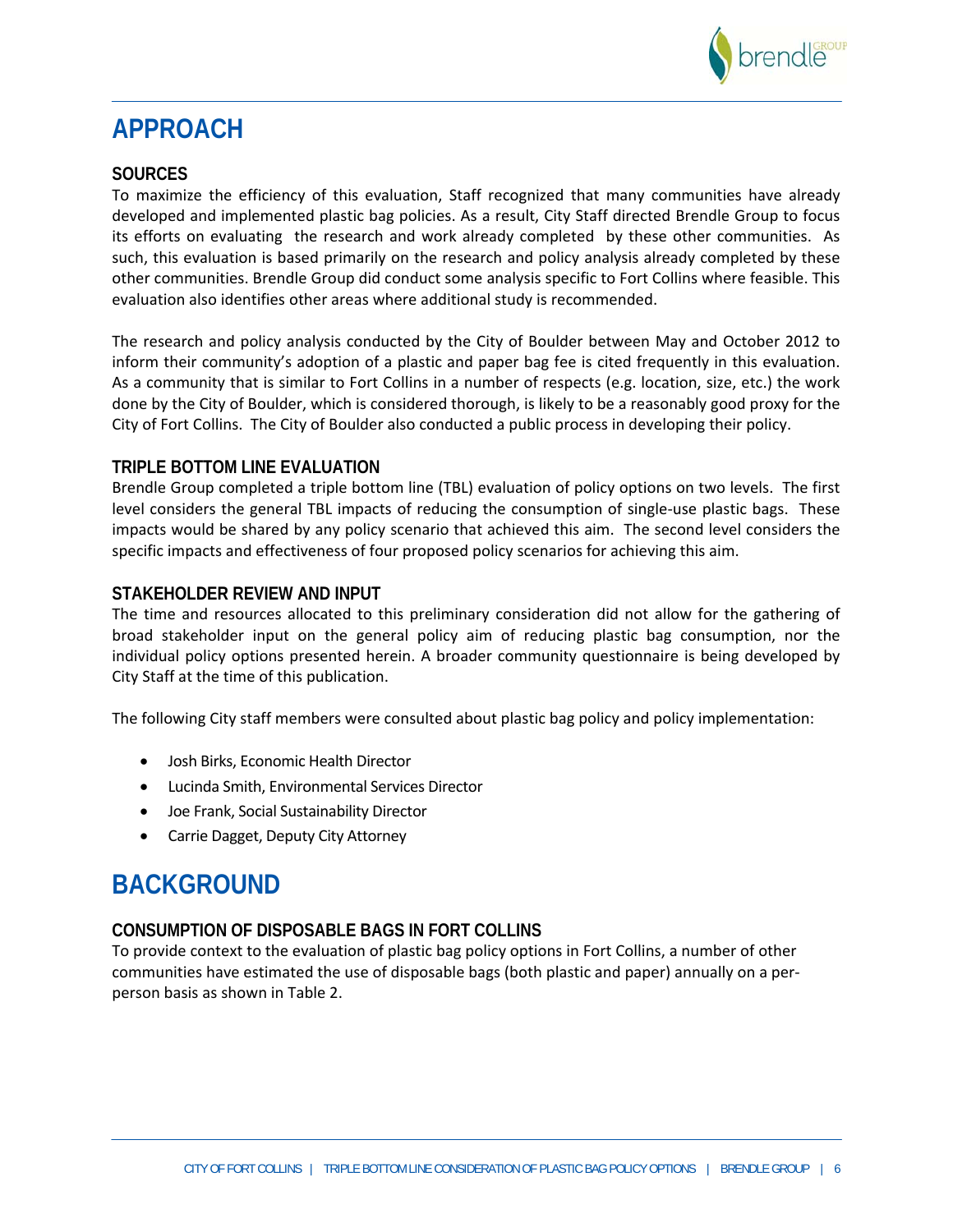# APPROACH

## SOURCES

To maximize the efficiency of this evaluation, Staff recognized that many communities have already developed and implemented plastic bag policies. As a result, City Staff directed Brendle Group to focus its efforts on evaluating the research and work already completed by these other communities. As such, this evaluation is based primarily on the research and policy analysis already completed by these other communities. Brendle Group did conduct some analysis specific to Fort Collins where feasible. This evaluation also identifies other areas where additional study is recommended.

The research and policy analysis conducted by the City of Boulder between May and October 2012 to inform their community's adoption of a plastic and paper bag fee is cited frequently in this evaluation. As a community that is similar to Fort Collins in a number of respects (e.g. location, size, etc.) the work done by the City of Boulder, which is considered thorough, is likely to be a reasonably good proxy for the City of Fort Collins. The City of Boulder also conducted a public process in developing their policy.

## TRIPLE BOTTOM LINE EVALUATION

Brendle Group completed a triple bottom line (TBL) evaluation of policy options on two levels. The first level considers the general TBL impacts of reducing the consumption of single-use plastic bags. These impacts would be shared by any policy scenario that achieved this aim. The second level considers the specific impacts and effectiveness of four proposed policy scenarios for achieving this aim.

## STAKEHOLDER REVIEW AND INPUT

The time and resources allocated to this preliminary consideration did not allow for the gathering of broad stakeholder input on the general policy aim of reducing plastic bag consumption, nor the individual policy options presented herein. A broader community questionnaire is being developed by City Staff at the time of this publication.

The following City staff members were consulted about plastic bag policy and policy implementation:

- Josh Birks, Economic Health Director
- Lucinda Smith, Environmental Services Director
- Joe Frank, Social Sustainability Director
- Carrie Dagget, Deputy City Attorney

# BACKGROUND

## CONSUMPTION OF DISPOSABLE BAGS IN FORT COLLINS

To provide context to the evaluation of plastic bag policy options in Fort Collins, a number of other communities have estimated the use of disposable bags (both plastic and paper) annually on a per-person basis as shown in Table 2.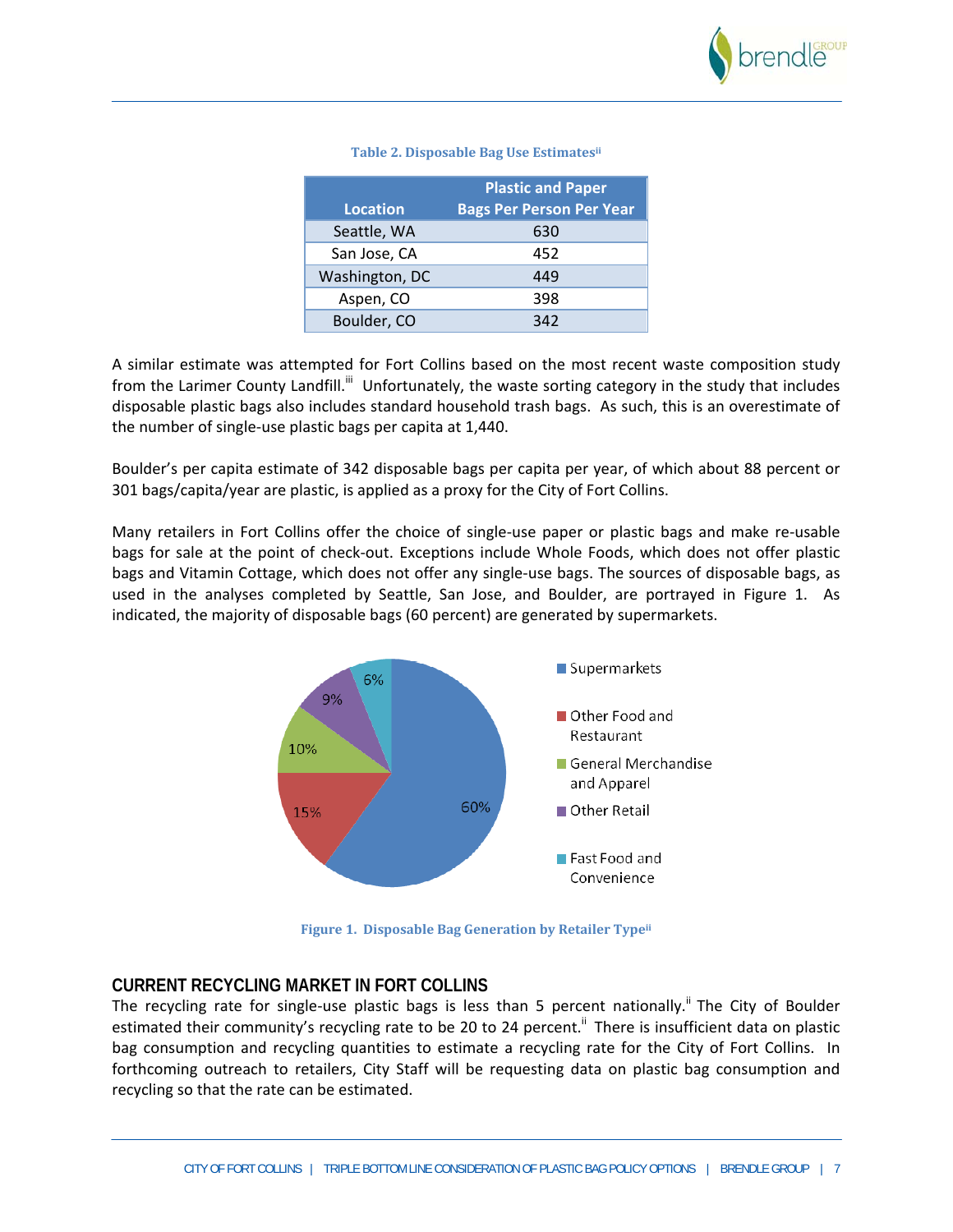**Table 2. Disposable Bag Use Estimates**[ii]

| Location | Plastic and Paper Bags Per Person Per Year |
|---|---|
| Seattle, WA | 630 |
| San Jose, CA | 452 |
| Washington, DC | 449 |
| Aspen, CO | 398 |
| Boulder, CO | 342 |

A similar estimate was attempted for Fort Collins based on the most recent waste composition study from the Larimer County Landfill.[iii] Unfortunately, the waste sorting category in the study that includes disposable plastic bags also includes standard household trash bags. As such, this is an overestimate of the number of single-use plastic bags per capita at 1,440.

Boulder's per capita estimate of 342 disposable bags per capita per year, of which about 88 percent or 301 bags/capita/year are plastic, is applied as a proxy for the City of Fort Collins.

Many retailers in Fort Collins offer the choice of single-use paper or plastic bags and make re-usable bags for sale at the point of check-out. Exceptions include Whole Foods, which does not offer plastic bags and Vitamin Cottage, which does not offer any single-use bags. The sources of disposable bags, as used in the analyses completed by Seattle, San Jose, and Boulder, are portrayed in Figure 1. As indicated, the majority of disposable bags (60 percent) are generated by supermarkets.

| Retailer Type | Share |
|---|---|
| Supermarkets | 60% |
| Other Food and Restaurant | 15% |
| General Merchandise and Apparel | 10% |
| Other Retail | 9% |
| Fast Food and Convenience | 6% |

**Figure 1. Disposable Bag Generation by Retailer Type**[ii]

## CURRENT RECYCLING MARKET IN FORT COLLINS

The recycling rate for single-use plastic bags is less than 5 percent nationally.[ii] The City of Boulder estimated their community's recycling rate to be 20 to 24 percent.[ii] There is insufficient data on plastic bag consumption and recycling quantities to estimate a recycling rate for the City of Fort Collins. In forthcoming outreach to retailers, City Staff will be requesting data on plastic bag consumption and recycling so that the rate can be estimated.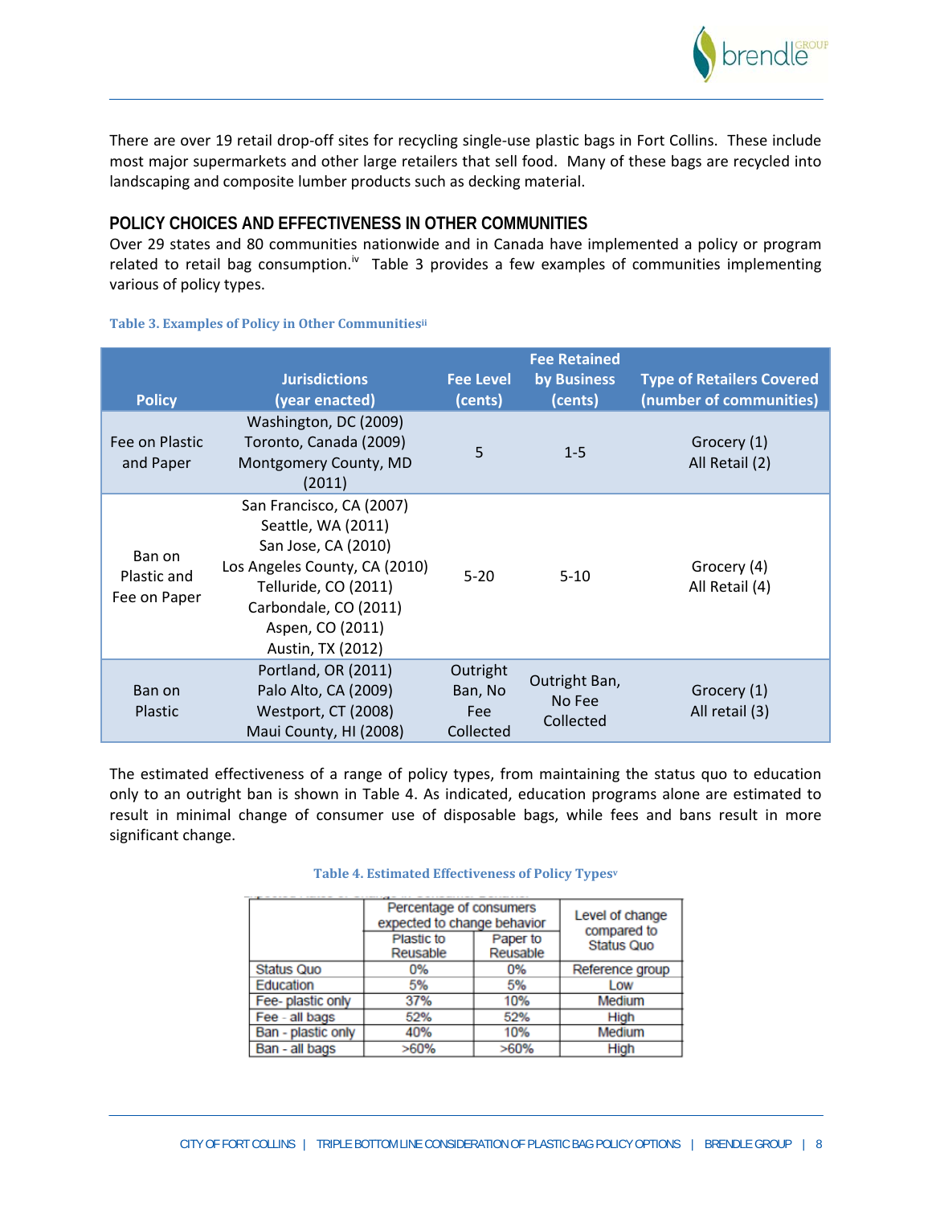There are over 19 retail drop-off sites for recycling single-use plastic bags in Fort Collins. These include most major supermarkets and other large retailers that sell food. Many of these bags are recycled into landscaping and composite lumber products such as decking material.

## POLICY CHOICES AND EFFECTIVENESS IN OTHER COMMUNITIES

Over 29 states and 80 communities nationwide and in Canada have implemented a policy or program related to retail bag consumption.[iv] Table 3 provides a few examples of communities implementing various of policy types.

**Table 3. Examples of Policy in Other Communities**[ii]

| Policy | Jurisdictions (year enacted) | Fee Level (cents) | Fee Retained by Business (cents) | Type of Retailers Covered (number of communities) |
|---|---|---|---|---|
| Fee on Plastic and Paper | Washington, DC (2009)<br>Toronto, Canada (2009)<br>Montgomery County, MD (2011) | 5 | 1-5 | Grocery (1)<br>All Retail (2) |
| Ban on Plastic and Fee on Paper | San Francisco, CA (2007)<br>Seattle, WA (2011)<br>San Jose, CA (2010)<br>Los Angeles County, CA (2010)<br>Telluride, CO (2011)<br>Carbondale, CO (2011)<br>Aspen, CO (2011)<br>Austin, TX (2012) | 5-20 | 5-10 | Grocery (4)<br>All Retail (4) |
| Ban on Plastic | Portland, OR (2011)<br>Palo Alto, CA (2009)<br>Westport, CT (2008)<br>Maui County, HI (2008) | Outright Ban, No Fee Collected | Outright Ban, No Fee Collected | Grocery (1)<br>All retail (3) |

The estimated effectiveness of a range of policy types, from maintaining the status quo to education only to an outright ban is shown in Table 4. As indicated, education programs alone are estimated to result in minimal change of consumer use of disposable bags, while fees and bans result in more significant change.

**Table 4. Estimated Effectiveness of Policy Types**[v]

| | Percentage of consumers expected to change behavior | | Level of change compared to Status Quo |
|---|---|---|---|
| | Plastic to Reusable | Paper to Reusable | |
| Status Quo | 0% | 0% | Reference group |
| Education | 5% | 5% | Low |
| Fee- plastic only | 37% | 10% | Medium |
| Fee - all bags | 52% | 52% | High |
| Ban - plastic only | 40% | 10% | Medium |
| Ban - all bags | >60% | >60% | High |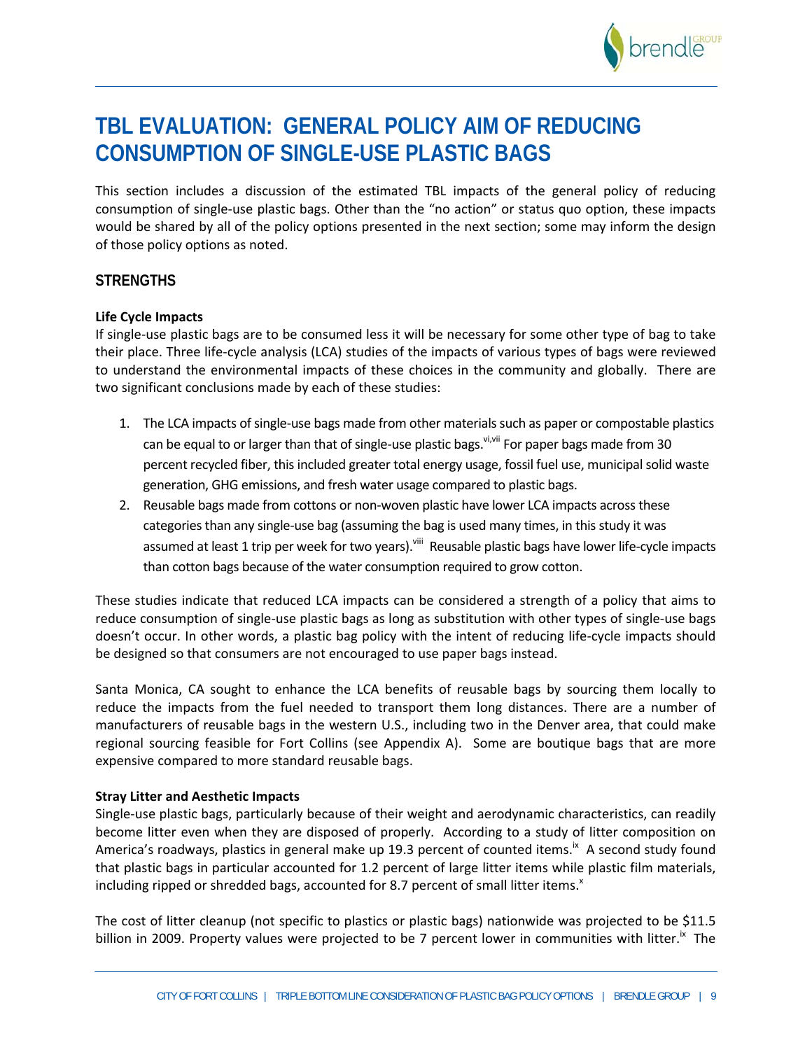# TBL EVALUATION: GENERAL POLICY AIM OF REDUCING CONSUMPTION OF SINGLE-USE PLASTIC BAGS

This section includes a discussion of the estimated TBL impacts of the general policy of reducing consumption of single-use plastic bags. Other than the "no action" or status quo option, these impacts would be shared by all of the policy options presented in the next section; some may inform the design of those policy options as noted.

## STRENGTHS

**Life Cycle Impacts**

If single-use plastic bags are to be consumed less it will be necessary for some other type of bag to take their place. Three life-cycle analysis (LCA) studies of the impacts of various types of bags were reviewed to understand the environmental impacts of these choices in the community and globally. There are two significant conclusions made by each of these studies:

1. The LCA impacts of single-use bags made from other materials such as paper or compostable plastics can be equal to or larger than that of single-use plastic bags.[vi,vii] For paper bags made from 30 percent recycled fiber, this included greater total energy usage, fossil fuel use, municipal solid waste generation, GHG emissions, and fresh water usage compared to plastic bags.
2. Reusable bags made from cottons or non-woven plastic have lower LCA impacts across these categories than any single-use bag (assuming the bag is used many times, in this study it was assumed at least 1 trip per week for two years).[viii] Reusable plastic bags have lower life-cycle impacts than cotton bags because of the water consumption required to grow cotton.

These studies indicate that reduced LCA impacts can be considered a strength of a policy that aims to reduce consumption of single-use plastic bags as long as substitution with other types of single-use bags doesn't occur. In other words, a plastic bag policy with the intent of reducing life-cycle impacts should be designed so that consumers are not encouraged to use paper bags instead.

Santa Monica, CA sought to enhance the LCA benefits of reusable bags by sourcing them locally to reduce the impacts from the fuel needed to transport them long distances. There are a number of manufacturers of reusable bags in the western U.S., including two in the Denver area, that could make regional sourcing feasible for Fort Collins (see Appendix A). Some are boutique bags that are more expensive compared to more standard reusable bags.

**Stray Litter and Aesthetic Impacts**

Single-use plastic bags, particularly because of their weight and aerodynamic characteristics, can readily become litter even when they are disposed of properly. According to a study of litter composition on America's roadways, plastics in general make up 19.3 percent of counted items.[ix] A second study found that plastic bags in particular accounted for 1.2 percent of large litter items while plastic film materials, including ripped or shredded bags, accounted for 8.7 percent of small litter items.[x]

The cost of litter cleanup (not specific to plastics or plastic bags) nationwide was projected to be $11.5 billion in 2009. Property values were projected to be 7 percent lower in communities with litter.[ix] The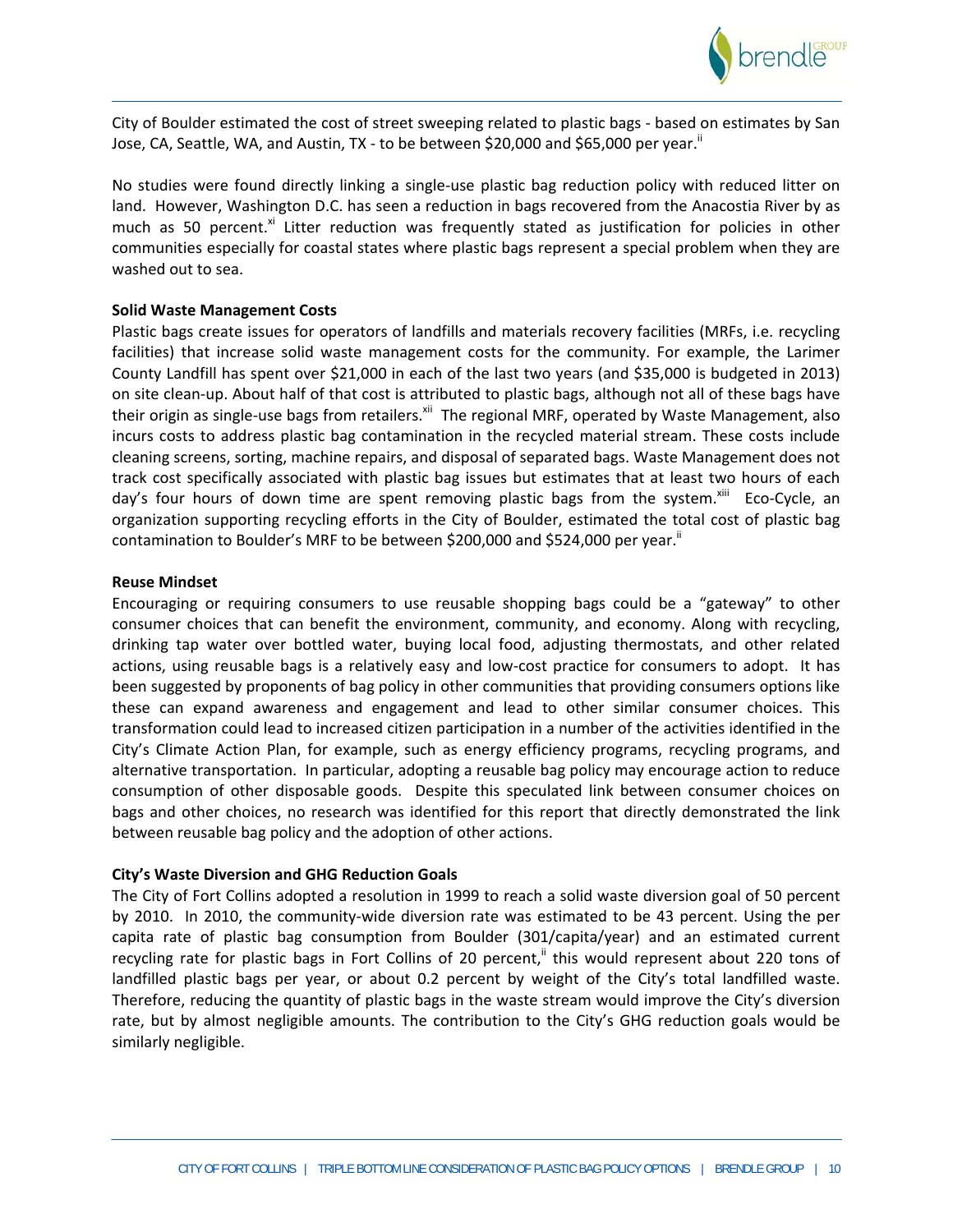City of Boulder estimated the cost of street sweeping related to plastic bags - based on estimates by San Jose, CA, Seattle, WA, and Austin, TX - to be between $20,000 and $65,000 per year.[ii]

No studies were found directly linking a single-use plastic bag reduction policy with reduced litter on land. However, Washington D.C. has seen a reduction in bags recovered from the Anacostia River by as much as 50 percent.[xi] Litter reduction was frequently stated as justification for policies in other communities especially for coastal states where plastic bags represent a special problem when they are washed out to sea.

**Solid Waste Management Costs**

Plastic bags create issues for operators of landfills and materials recovery facilities (MRFs, i.e. recycling facilities) that increase solid waste management costs for the community. For example, the Larimer County Landfill has spent over $21,000 in each of the last two years (and $35,000 is budgeted in 2013) on site clean-up. About half of that cost is attributed to plastic bags, although not all of these bags have their origin as single-use bags from retailers.[xii] The regional MRF, operated by Waste Management, also incurs costs to address plastic bag contamination in the recycled material stream. These costs include cleaning screens, sorting, machine repairs, and disposal of separated bags. Waste Management does not track cost specifically associated with plastic bag issues but estimates that at least two hours of each day's four hours of down time are spent removing plastic bags from the system.[xiii] Eco-Cycle, an organization supporting recycling efforts in the City of Boulder, estimated the total cost of plastic bag contamination to Boulder's MRF to be between $200,000 and $524,000 per year.[ii]

**Reuse Mindset**

Encouraging or requiring consumers to use reusable shopping bags could be a "gateway" to other consumer choices that can benefit the environment, community, and economy. Along with recycling, drinking tap water over bottled water, buying local food, adjusting thermostats, and other related actions, using reusable bags is a relatively easy and low-cost practice for consumers to adopt. It has been suggested by proponents of bag policy in other communities that providing consumers options like these can expand awareness and engagement and lead to other similar consumer choices. This transformation could lead to increased citizen participation in a number of the activities identified in the City's Climate Action Plan, for example, such as energy efficiency programs, recycling programs, and alternative transportation. In particular, adopting a reusable bag policy may encourage action to reduce consumption of other disposable goods. Despite this speculated link between consumer choices on bags and other choices, no research was identified for this report that directly demonstrated the link between reusable bag policy and the adoption of other actions.

**City's Waste Diversion and GHG Reduction Goals**

The City of Fort Collins adopted a resolution in 1999 to reach a solid waste diversion goal of 50 percent by 2010. In 2010, the community-wide diversion rate was estimated to be 43 percent. Using the per capita rate of plastic bag consumption from Boulder (301/capita/year) and an estimated current recycling rate for plastic bags in Fort Collins of 20 percent,[ii] this would represent about 220 tons of landfilled plastic bags per year, or about 0.2 percent by weight of the City's total landfilled waste. Therefore, reducing the quantity of plastic bags in the waste stream would improve the City's diversion rate, but by almost negligible amounts. The contribution to the City's GHG reduction goals would be similarly negligible.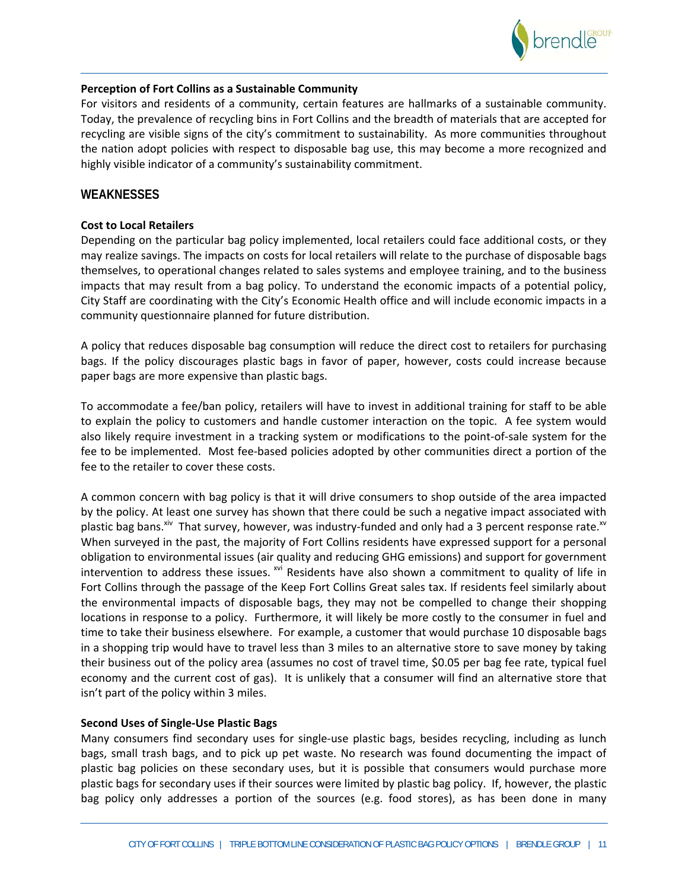**Perception of Fort Collins as a Sustainable Community**

For visitors and residents of a community, certain features are hallmarks of a sustainable community. Today, the prevalence of recycling bins in Fort Collins and the breadth of materials that are accepted for recycling are visible signs of the city's commitment to sustainability. As more communities throughout the nation adopt policies with respect to disposable bag use, this may become a more recognized and highly visible indicator of a community's sustainability commitment.

## WEAKNESSES

**Cost to Local Retailers**

Depending on the particular bag policy implemented, local retailers could face additional costs, or they may realize savings. The impacts on costs for local retailers will relate to the purchase of disposable bags themselves, to operational changes related to sales systems and employee training, and to the business impacts that may result from a bag policy. To understand the economic impacts of a potential policy, City Staff are coordinating with the City's Economic Health office and will include economic impacts in a community questionnaire planned for future distribution.

A policy that reduces disposable bag consumption will reduce the direct cost to retailers for purchasing bags. If the policy discourages plastic bags in favor of paper, however, costs could increase because paper bags are more expensive than plastic bags.

To accommodate a fee/ban policy, retailers will have to invest in additional training for staff to be able to explain the policy to customers and handle customer interaction on the topic. A fee system would also likely require investment in a tracking system or modifications to the point-of-sale system for the fee to be implemented. Most fee-based policies adopted by other communities direct a portion of the fee to the retailer to cover these costs.

A common concern with bag policy is that it will drive consumers to shop outside of the area impacted by the policy. At least one survey has shown that there could be such a negative impact associated with plastic bag bans.[xiv] That survey, however, was industry-funded and only had a 3 percent response rate.[xv] When surveyed in the past, the majority of Fort Collins residents have expressed support for a personal obligation to environmental issues (air quality and reducing GHG emissions) and support for government intervention to address these issues.[xvi] Residents have also shown a commitment to quality of life in Fort Collins through the passage of the Keep Fort Collins Great sales tax. If residents feel similarly about the environmental impacts of disposable bags, they may not be compelled to change their shopping locations in response to a policy. Furthermore, it will likely be more costly to the consumer in fuel and time to take their business elsewhere. For example, a customer that would purchase 10 disposable bags in a shopping trip would have to travel less than 3 miles to an alternative store to save money by taking their business out of the policy area (assumes no cost of travel time, \$0.05 per bag fee rate, typical fuel economy and the current cost of gas). It is unlikely that a consumer will find an alternative store that isn't part of the policy within 3 miles.

**Second Uses of Single-Use Plastic Bags**

Many consumers find secondary uses for single-use plastic bags, besides recycling, including as lunch bags, small trash bags, and to pick up pet waste. No research was found documenting the impact of plastic bag policies on these secondary uses, but it is possible that consumers would purchase more plastic bags for secondary uses if their sources were limited by plastic bag policy. If, however, the plastic bag policy only addresses a portion of the sources (e.g. food stores), as has been done in many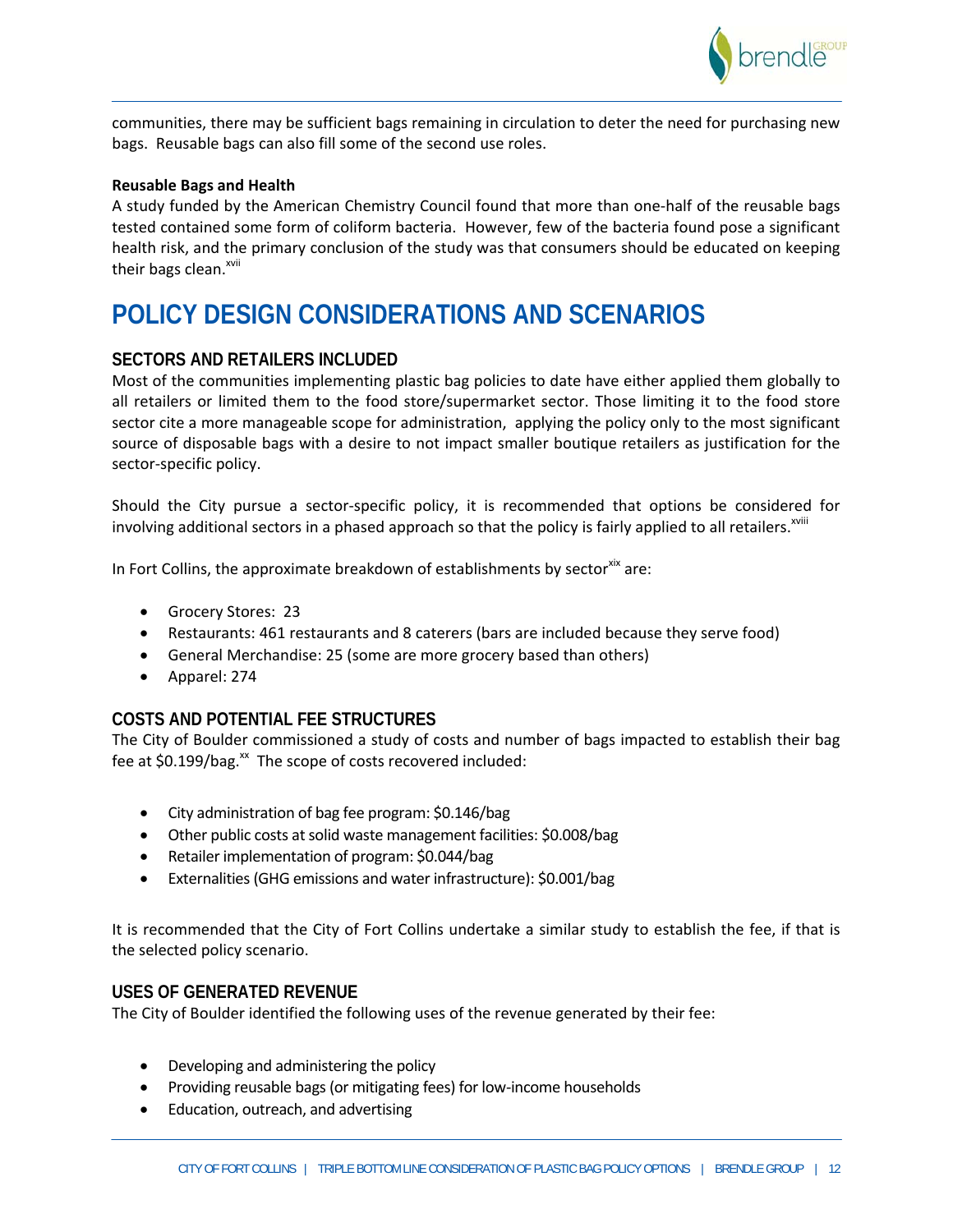communities, there may be sufficient bags remaining in circulation to deter the need for purchasing new bags. Reusable bags can also fill some of the second use roles.

**Reusable Bags and Health**

A study funded by the American Chemistry Council found that more than one-half of the reusable bags tested contained some form of coliform bacteria. However, few of the bacteria found pose a significant health risk, and the primary conclusion of the study was that consumers should be educated on keeping their bags clean.[xvii]

# POLICY DESIGN CONSIDERATIONS AND SCENARIOS

## SECTORS AND RETAILERS INCLUDED

Most of the communities implementing plastic bag policies to date have either applied them globally to all retailers or limited them to the food store/supermarket sector. Those limiting it to the food store sector cite a more manageable scope for administration, applying the policy only to the most significant source of disposable bags with a desire to not impact smaller boutique retailers as justification for the sector-specific policy.

Should the City pursue a sector-specific policy, it is recommended that options be considered for involving additional sectors in a phased approach so that the policy is fairly applied to all retailers.[xviii]

In Fort Collins, the approximate breakdown of establishments by sector[xix] are:

- Grocery Stores: 23
- Restaurants: 461 restaurants and 8 caterers (bars are included because they serve food)
- General Merchandise: 25 (some are more grocery based than others)
- Apparel: 274

## COSTS AND POTENTIAL FEE STRUCTURES

The City of Boulder commissioned a study of costs and number of bags impacted to establish their bag fee at $0.199/bag.[xx] The scope of costs recovered included:

- City administration of bag fee program: $0.146/bag
- Other public costs at solid waste management facilities: $0.008/bag
- Retailer implementation of program: $0.044/bag
- Externalities (GHG emissions and water infrastructure): $0.001/bag

It is recommended that the City of Fort Collins undertake a similar study to establish the fee, if that is the selected policy scenario.

## USES OF GENERATED REVENUE

The City of Boulder identified the following uses of the revenue generated by their fee:

- Developing and administering the policy
- Providing reusable bags (or mitigating fees) for low-income households
- Education, outreach, and advertising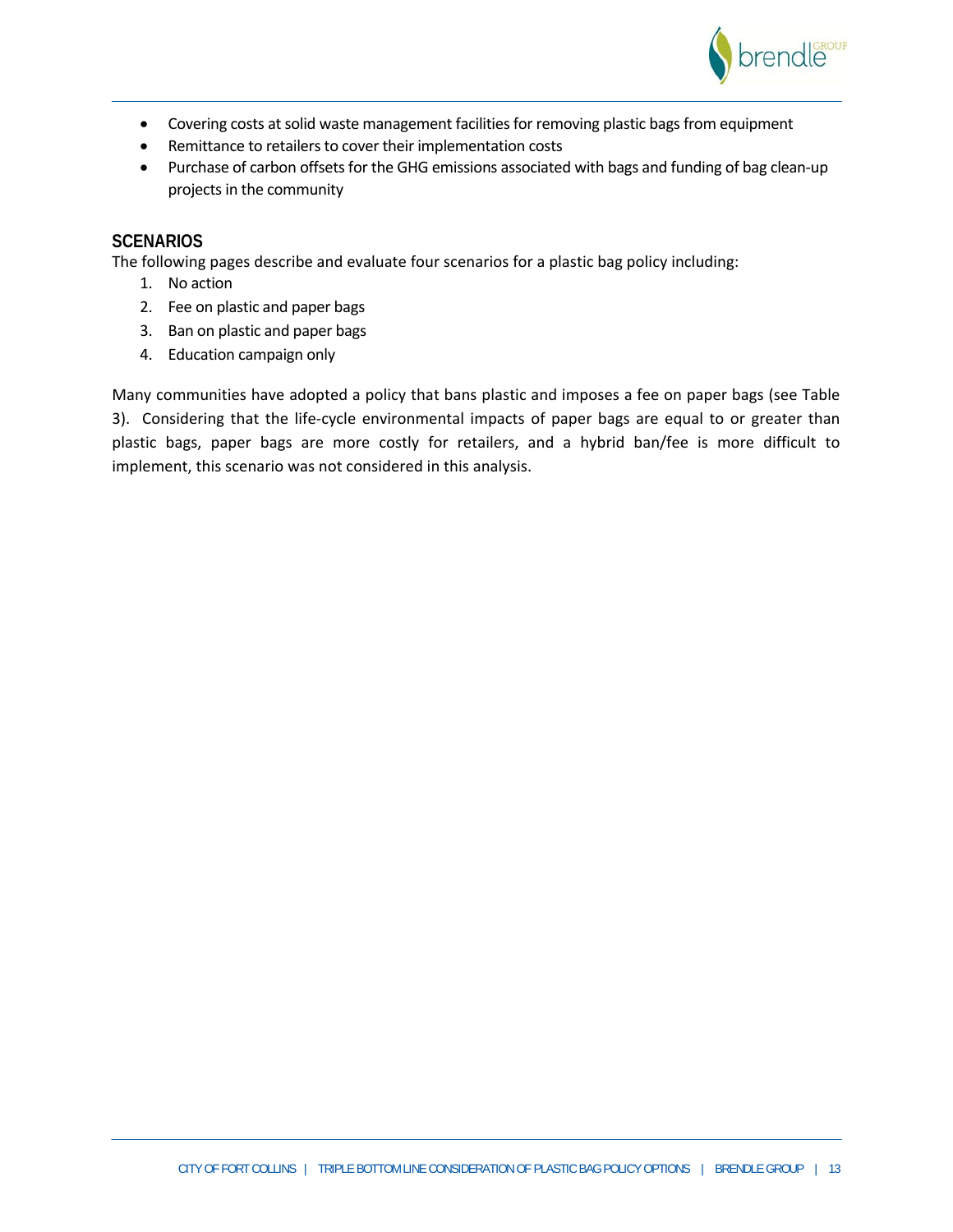- Covering costs at solid waste management facilities for removing plastic bags from equipment
- Remittance to retailers to cover their implementation costs
- Purchase of carbon offsets for the GHG emissions associated with bags and funding of bag clean-up projects in the community

## SCENARIOS

The following pages describe and evaluate four scenarios for a plastic bag policy including:

1. No action
2. Fee on plastic and paper bags
3. Ban on plastic and paper bags
4. Education campaign only

Many communities have adopted a policy that bans plastic and imposes a fee on paper bags (see Table 3). Considering that the life-cycle environmental impacts of paper bags are equal to or greater than plastic bags, paper bags are more costly for retailers, and a hybrid ban/fee is more difficult to implement, this scenario was not considered in this analysis.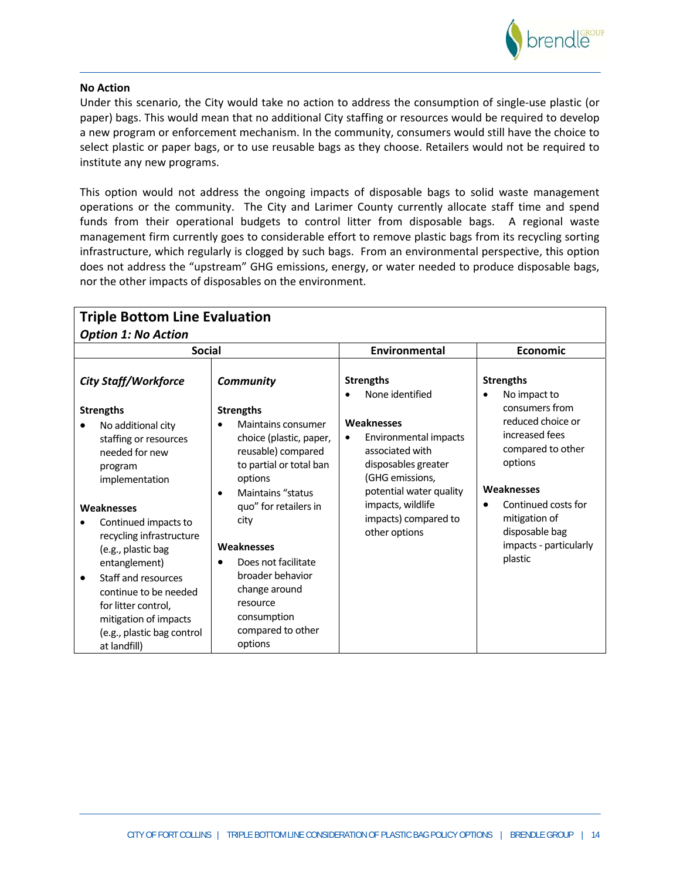**No Action**

Under this scenario, the City would take no action to address the consumption of single-use plastic (or paper) bags. This would mean that no additional City staffing or resources would be required to develop a new program or enforcement mechanism. In the community, consumers would still have the choice to select plastic or paper bags, or to use reusable bags as they choose. Retailers would not be required to institute any new programs.

This option would not address the ongoing impacts of disposable bags to solid waste management operations or the community. The City and Larimer County currently allocate staff time and spend funds from their operational budgets to control litter from disposable bags. A regional waste management firm currently goes to considerable effort to remove plastic bags from its recycling sorting infrastructure, which regularly is clogged by such bags. From an environmental perspective, this option does not address the "upstream" GHG emissions, energy, or water needed to produce disposable bags, nor the other impacts of disposables on the environment.

**Triple Bottom Line Evaluation**
***Option 1: No Action***

| Social | | Environmental | Economic |
|---|---|---|---|
| ***City Staff/Workforce*** | ***Community*** | | |
| **Strengths**<br>• No additional city staffing or resources needed for new program implementation<br><br>**Weaknesses**<br>• Continued impacts to recycling infrastructure (e.g., plastic bag entanglement)<br>• Staff and resources continue to be needed for litter control, mitigation of impacts (e.g., plastic bag control at landfill) | **Strengths**<br>• Maintains consumer choice (plastic, paper, reusable) compared to partial or total ban options<br>• Maintains "status quo" for retailers in city<br><br>**Weaknesses**<br>• Does not facilitate broader behavior change around resource consumption compared to other options | **Strengths**<br>• None identified<br><br>**Weaknesses**<br>• Environmental impacts associated with disposables greater (GHG emissions, potential water quality impacts, wildlife impacts) compared to other options | **Strengths**<br>• No impact to consumers from reduced choice or increased fees compared to other options<br><br>**Weaknesses**<br>• Continued costs for mitigation of disposable bag impacts - particularly plastic |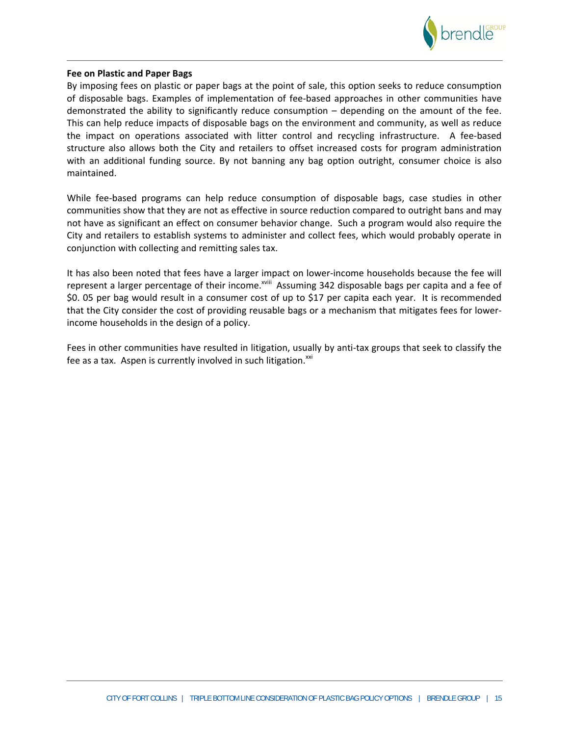**Fee on Plastic and Paper Bags**

By imposing fees on plastic or paper bags at the point of sale, this option seeks to reduce consumption of disposable bags. Examples of implementation of fee-based approaches in other communities have demonstrated the ability to significantly reduce consumption – depending on the amount of the fee. This can help reduce impacts of disposable bags on the environment and community, as well as reduce the impact on operations associated with litter control and recycling infrastructure. A fee-based structure also allows both the City and retailers to offset increased costs for program administration with an additional funding source. By not banning any bag option outright, consumer choice is also maintained.

While fee-based programs can help reduce consumption of disposable bags, case studies in other communities show that they are not as effective in source reduction compared to outright bans and may not have as significant an effect on consumer behavior change. Such a program would also require the City and retailers to establish systems to administer and collect fees, which would probably operate in conjunction with collecting and remitting sales tax.

It has also been noted that fees have a larger impact on lower-income households because the fee will represent a larger percentage of their income.[xviii] Assuming 342 disposable bags per capita and a fee of $0. 05 per bag would result in a consumer cost of up to $17 per capita each year. It is recommended that the City consider the cost of providing reusable bags or a mechanism that mitigates fees for lower-income households in the design of a policy.

Fees in other communities have resulted in litigation, usually by anti-tax groups that seek to classify the fee as a tax. Aspen is currently involved in such litigation.[xxi]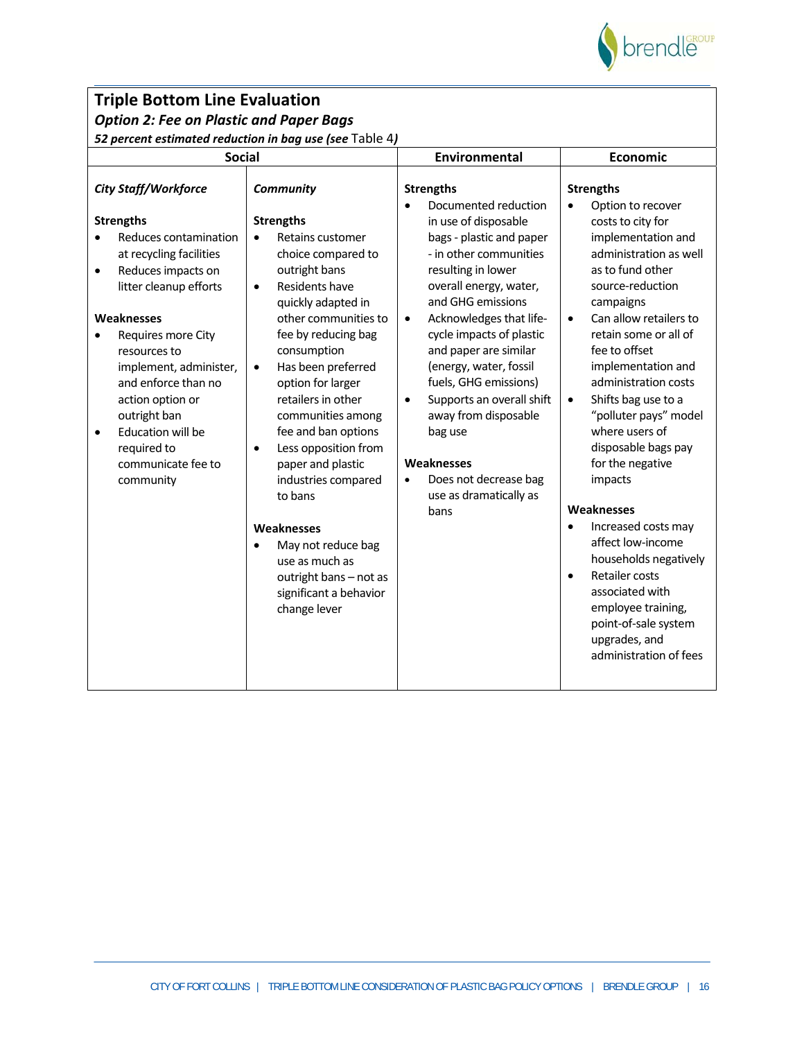## Triple Bottom Line Evaluation

### *Option 2: Fee on Plastic and Paper Bags*

***52 percent estimated reduction in bag use (see** Table 4**)***

| Social | | Environmental | Economic |
|---|---|---|---|
| ***City Staff/Workforce***<br><br>**Strengths**<br>• Reduces contamination at recycling facilities<br>• Reduces impacts on litter cleanup efforts<br><br>**Weaknesses**<br>• Requires more City resources to implement, administer, and enforce than no action option or outright ban<br>• Education will be required to communicate fee to community | ***Community***<br><br>**Strengths**<br>• Retains customer choice compared to outright bans<br>• Residents have quickly adapted in other communities to fee by reducing bag consumption<br>• Has been preferred option for larger retailers in other communities among fee and ban options<br>• Less opposition from paper and plastic industries compared to bans<br><br>**Weaknesses**<br>• May not reduce bag use as much as outright bans – not as significant a behavior change lever | **Strengths**<br>• Documented reduction in use of disposable bags - plastic and paper - in other communities resulting in lower overall energy, water, and GHG emissions<br>• Acknowledges that life-cycle impacts of plastic and paper are similar (energy, water, fossil fuels, GHG emissions)<br>• Supports an overall shift away from disposable bag use<br><br>**Weaknesses**<br>• Does not decrease bag use as dramatically as bans | **Strengths**<br>• Option to recover costs to city for implementation and administration as well as to fund other source-reduction campaigns<br>• Can allow retailers to retain some or all of fee to offset implementation and administration costs<br>• Shifts bag use to a "polluter pays" model where users of disposable bags pay for the negative impacts<br><br>**Weaknesses**<br>• Increased costs may affect low-income households negatively<br>• Retailer costs associated with employee training, point-of-sale system upgrades, and administration of fees |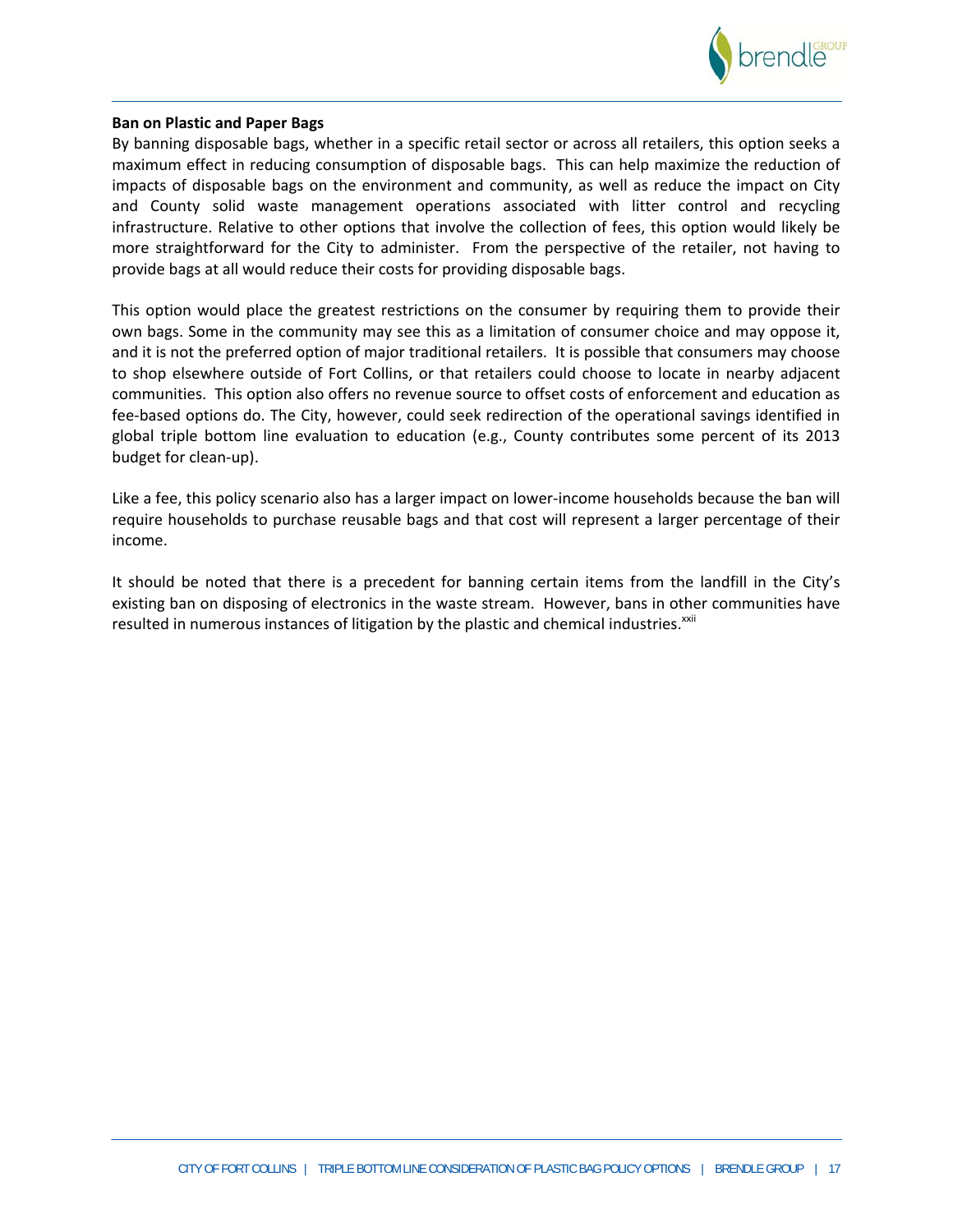**Ban on Plastic and Paper Bags**

By banning disposable bags, whether in a specific retail sector or across all retailers, this option seeks a maximum effect in reducing consumption of disposable bags. This can help maximize the reduction of impacts of disposable bags on the environment and community, as well as reduce the impact on City and County solid waste management operations associated with litter control and recycling infrastructure. Relative to other options that involve the collection of fees, this option would likely be more straightforward for the City to administer. From the perspective of the retailer, not having to provide bags at all would reduce their costs for providing disposable bags.

This option would place the greatest restrictions on the consumer by requiring them to provide their own bags. Some in the community may see this as a limitation of consumer choice and may oppose it, and it is not the preferred option of major traditional retailers. It is possible that consumers may choose to shop elsewhere outside of Fort Collins, or that retailers could choose to locate in nearby adjacent communities. This option also offers no revenue source to offset costs of enforcement and education as fee-based options do. The City, however, could seek redirection of the operational savings identified in global triple bottom line evaluation to education (e.g., County contributes some percent of its 2013 budget for clean-up).

Like a fee, this policy scenario also has a larger impact on lower-income households because the ban will require households to purchase reusable bags and that cost will represent a larger percentage of their income.

It should be noted that there is a precedent for banning certain items from the landfill in the City's existing ban on disposing of electronics in the waste stream. However, bans in other communities have resulted in numerous instances of litigation by the plastic and chemical industries.[xxii]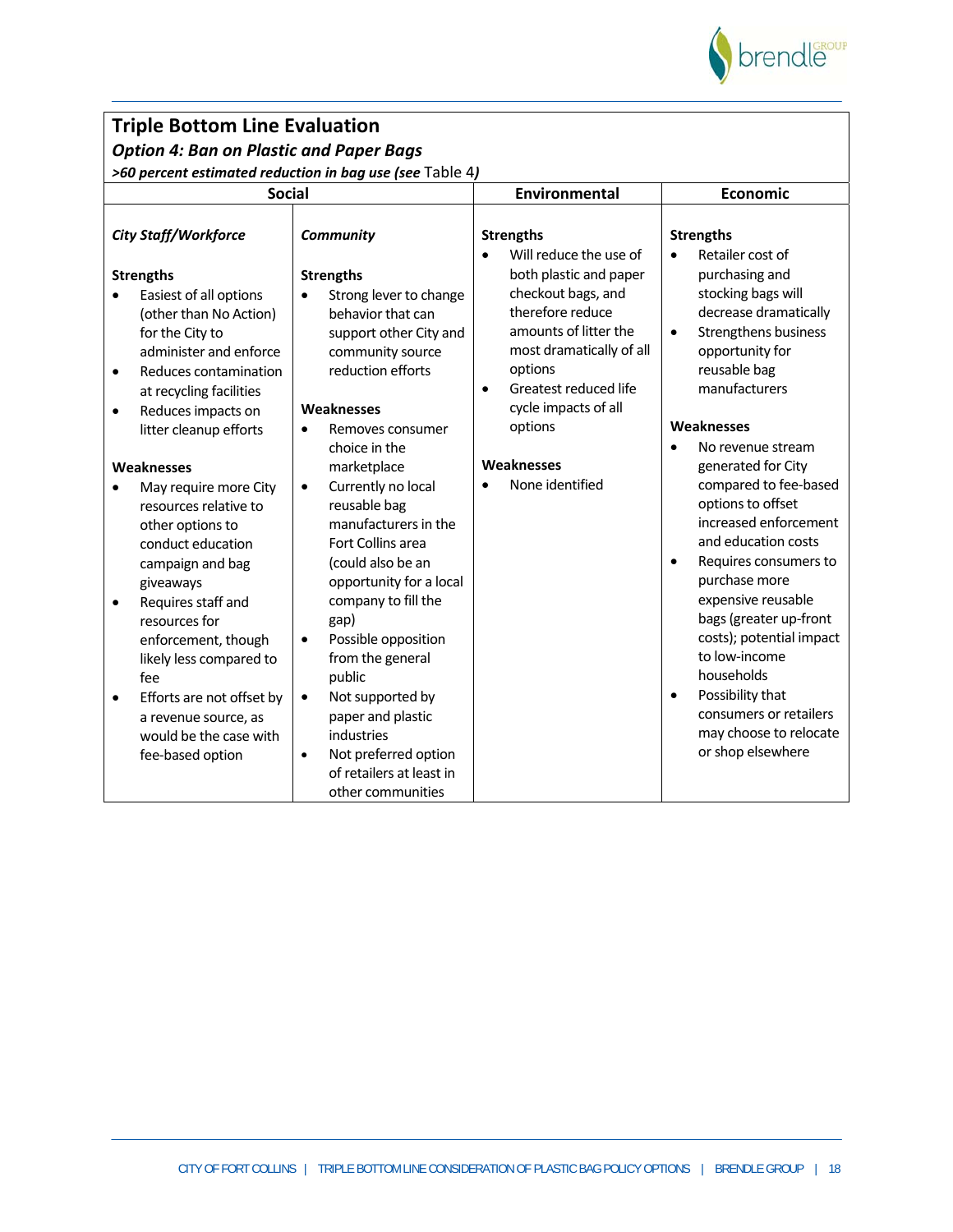## Triple Bottom Line Evaluation

### *Option 4: Ban on Plastic and Paper Bags*

***>60 percent estimated reduction in bag use (see** Table 4**)***

| Social | | Environmental | Economic |
|---|---|---|---|
| ***City Staff/Workforce***<br><br>**Strengths**<br>• Easiest of all options (other than No Action) for the City to administer and enforce<br>• Reduces contamination at recycling facilities<br>• Reduces impacts on litter cleanup efforts<br><br>**Weaknesses**<br>• May require more City resources relative to other options to conduct education campaign and bag giveaways<br>• Requires staff and resources for enforcement, though likely less compared to fee<br>• Efforts are not offset by a revenue source, as would be the case with fee-based option | ***Community***<br><br>**Strengths**<br>• Strong lever to change behavior that can support other City and community source reduction efforts<br><br>**Weaknesses**<br>• Removes consumer choice in the marketplace<br>• Currently no local reusable bag manufacturers in the Fort Collins area (could also be an opportunity for a local company to fill the gap)<br>• Possible opposition from the general public<br>• Not supported by paper and plastic industries<br>• Not preferred option of retailers at least in other communities | **Strengths**<br>• Will reduce the use of both plastic and paper checkout bags, and therefore reduce amounts of litter the most dramatically of all options<br>• Greatest reduced life cycle impacts of all options<br><br>**Weaknesses**<br>• None identified | **Strengths**<br>• Retailer cost of purchasing and stocking bags will decrease dramatically<br>• Strengthens business opportunity for reusable bag manufacturers<br><br>**Weaknesses**<br>• No revenue stream generated for City compared to fee-based options to offset increased enforcement and education costs<br>• Requires consumers to purchase more expensive reusable bags (greater up-front costs); potential impact to low-income households<br>• Possibility that consumers or retailers may choose to relocate or shop elsewhere |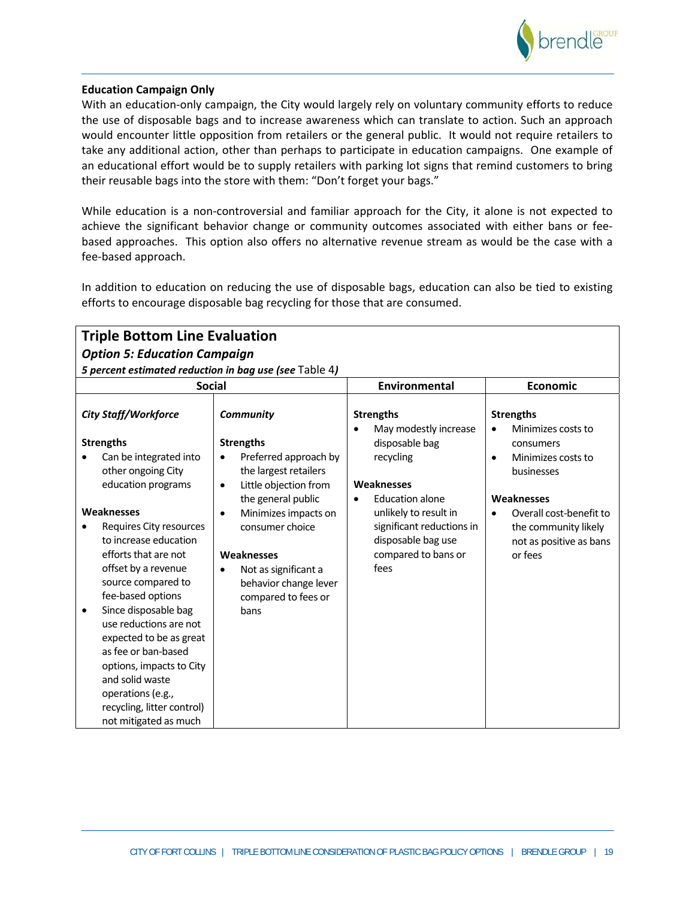**Education Campaign Only**

With an education-only campaign, the City would largely rely on voluntary community efforts to reduce the use of disposable bags and to increase awareness which can translate to action. Such an approach would encounter little opposition from retailers or the general public. It would not require retailers to take any additional action, other than perhaps to participate in education campaigns. One example of an educational effort would be to supply retailers with parking lot signs that remind customers to bring their reusable bags into the store with them: "Don't forget your bags."

While education is a non-controversial and familiar approach for the City, it alone is not expected to achieve the significant behavior change or community outcomes associated with either bans or fee-based approaches. This option also offers no alternative revenue stream as would be the case with a fee-based approach.

In addition to education on reducing the use of disposable bags, education can also be tied to existing efforts to encourage disposable bag recycling for those that are consumed.

**Triple Bottom Line Evaluation**

***Option 5: Education Campaign***

***5 percent estimated reduction in bag use (see*** Table 4***)***

| Social | | Environmental | Economic |
|---|---|---|---|
| ***City Staff/Workforce*** | ***Community*** | **Strengths** | **Strengths** |
| **Strengths**<br>• Can be integrated into other ongoing City education programs<br><br>**Weaknesses**<br>• Requires City resources to increase education efforts that are not offset by a revenue source compared to fee-based options<br>• Since disposable bag use reductions are not expected to be as great as fee or ban-based options, impacts to City and solid waste operations (e.g., recycling, litter control) not mitigated as much | **Strengths**<br>• Preferred approach by the largest retailers<br>• Little objection from the general public<br>• Minimizes impacts on consumer choice<br><br>**Weaknesses**<br>• Not as significant a behavior change lever compared to fees or bans | • May modestly increase disposable bag recycling<br><br>**Weaknesses**<br>• Education alone unlikely to result in significant reductions in disposable bag use compared to bans or fees | • Minimizes costs to consumers<br>• Minimizes costs to businesses<br><br>**Weaknesses**<br>• Overall cost-benefit to the community likely not as positive as bans or fees |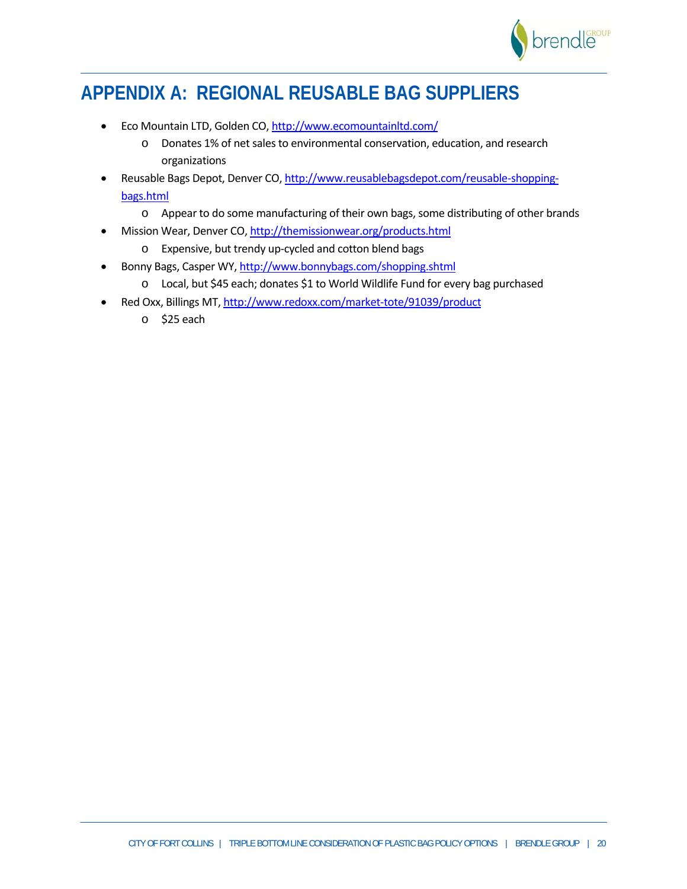# APPENDIX A: REGIONAL REUSABLE BAG SUPPLIERS

- Eco Mountain LTD, Golden CO, http://www.ecomountainltd.com/
  - Donates 1% of net sales to environmental conservation, education, and research organizations
- Reusable Bags Depot, Denver CO, http://www.reusablebagsdepot.com/reusable-shopping-bags.html
  - Appear to do some manufacturing of their own bags, some distributing of other brands
- Mission Wear, Denver CO, http://themissionwear.org/products.html
  - Expensive, but trendy up-cycled and cotton blend bags
- Bonny Bags, Casper WY, http://www.bonnybags.com/shopping.shtml
  - Local, but $45 each; donates $1 to World Wildlife Fund for every bag purchased
- Red Oxx, Billings MT, http://www.redoxx.com/market-tote/91039/product
  - $25 each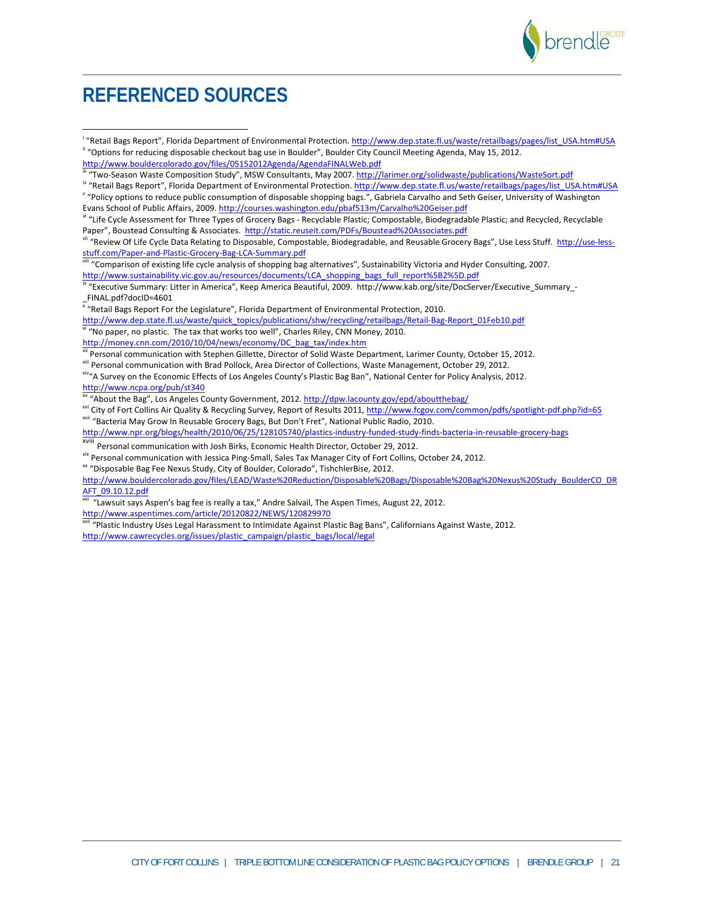## REFERENCED SOURCES

[i] "Retail Bags Report", Florida Department of Environmental Protection. http://www.dep.state.fl.us/waste/retailbags/pages/list_USA.htm#USA

[ii] "Options for reducing disposable checkout bag use in Boulder", Boulder City Council Meeting Agenda, May 15, 2012. http://www.bouldercolorado.gov/files/05152012Agenda/AgendaFINALWeb.pdf

[iii] "Two-Season Waste Composition Study", MSW Consultants, May 2007. http://larimer.org/solidwaste/publications/WasteSort.pdf

[iv] "Retail Bags Report", Florida Department of Environmental Protection. http://www.dep.state.fl.us/waste/retailbags/pages/list_USA.htm#USA

[v] "Policy options to reduce public consumption of disposable shopping bags.", Gabriela Carvalho and Seth Geiser, University of Washington Evans School of Public Affairs, 2009. http://courses.washington.edu/pbaf513m/Carvalho%20Geiser.pdf

[vi] "Life Cycle Assessment for Three Types of Grocery Bags - Recyclable Plastic; Compostable, Biodegradable Plastic; and Recycled, Recyclable Paper", Boustead Consulting & Associates. http://static.reuseit.com/PDFs/Boustead%20Associates.pdf

[vii] "Review Of Life Cycle Data Relating to Disposable, Compostable, Biodegradable, and Reusable Grocery Bags", Use Less Stuff. http://use-less-stuff.com/Paper-and-Plastic-Grocery-Bag-LCA-Summary.pdf

[viii] "Comparison of existing life cycle analysis of shopping bag alternatives", Sustainability Victoria and Hyder Consulting, 2007. http://www.sustainability.vic.gov.au/resources/documents/LCA_shopping_bags_full_report%5B2%5D.pdf

[ix] "Executive Summary: Litter in America", Keep America Beautiful, 2009. http://www.kab.org/site/DocServer/Executive_Summary_-_FINAL.pdf?docID=4601

[x] "Retail Bags Report For the Legislature", Florida Department of Environmental Protection, 2010. http://www.dep.state.fl.us/waste/quick_topics/publications/shw/recycling/retailbags/Retail-Bag-Report_01Feb10.pdf

[xi] "No paper, no plastic. The tax that works too well", Charles Riley, CNN Money, 2010. http://money.cnn.com/2010/10/04/news/economy/DC_bag_tax/index.htm

[xii] Personal communication with Stephen Gillette, Director of Solid Waste Department, Larimer County, October 15, 2012.

[xiii] Personal communication with Brad Pollock, Area Director of Collections, Waste Management, October 29, 2012.

[xiv] "A Survey on the Economic Effects of Los Angeles County's Plastic Bag Ban", National Center for Policy Analysis, 2012. http://www.ncpa.org/pub/st340

[xv] "About the Bag", Los Angeles County Government, 2012. http://dpw.lacounty.gov/epd/aboutthebag/

[xvi] City of Fort Collins Air Quality & Recycling Survey, Report of Results 2011, http://www.fcgov.com/common/pdfs/spotlight-pdf.php?id=65

[xvii] "Bacteria May Grow In Reusable Grocery Bags, But Don't Fret", National Public Radio, 2010. http://www.npr.org/blogs/health/2010/06/25/128105740/plastics-industry-funded-study-finds-bacteria-in-reusable-grocery-bags

[xviii] Personal communication with Josh Birks, Economic Health Director, October 29, 2012.

[xix] Personal communication with Jessica Ping-Small, Sales Tax Manager City of Fort Collins, October 24, 2012.

[xx] "Disposable Bag Fee Nexus Study, City of Boulder, Colorado", TishchlerBise, 2012. http://www.bouldercolorado.gov/files/LEAD/Waste%20Reduction/Disposable%20Bags/Disposable%20Bag%20Nexus%20Study_BoulderCO_DRAFT_09.10.12.pdf

[xxi] "Lawsuit says Aspen's bag fee is really a tax," Andre Salvail, The Aspen Times, August 22, 2012. http://www.aspentimes.com/article/20120822/NEWS/120829970

[xxii] "Plastic Industry Uses Legal Harassment to Intimidate Against Plastic Bag Bans", Californians Against Waste, 2012. http://www.cawrecycles.org/issues/plastic_campaign/plastic_bags/local/legal